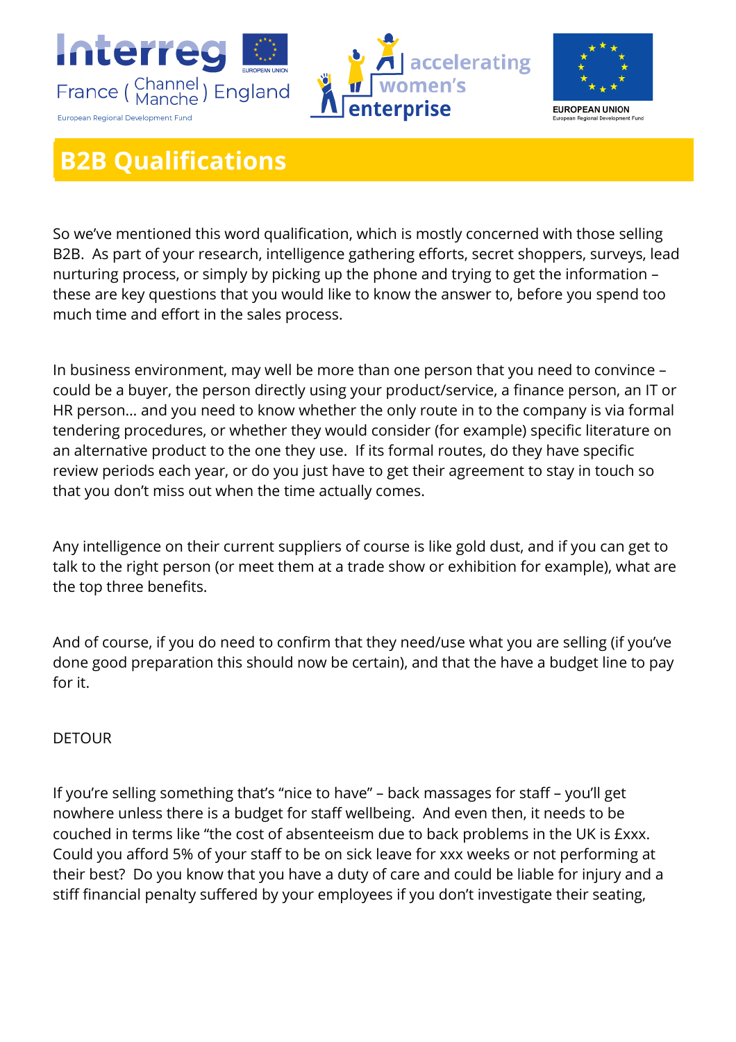# B2B Qualifications

So we've mentioned this word qualification, which is mostly concerned with those selling B2B. As part of your research, intelligence gathering efforts, secret shoppers, surveys, lead nurturing process, or simply by picking up the phone and trying to get the information – these are key questions that you would like to know the answer to, before you spend too much time and effort in the sales process.

In business environment, may well be more than one person that you need to convince – could be a buyer, the person directly using your product/service, a finance person, an IT or HR person… and you need to know whether the only route in to the company is via formal tendering procedures, or whether they would consider (for example) specific literature on an alternative product to the one they use. If its formal routes, do they have specific review periods each year, or do you just have to get their agreement to stay in touch so that you don't miss out when the time actually comes.

Any intelligence on their current suppliers of course is like gold dust, and if you can get to talk to the right person (or meet them at a trade show or exhibition for example), what are the top three benefits.

And of course, if you do need to confirm that they need/use what you are selling (if you've done good preparation this should now be certain), and that the have a budget line to pay for it.

DETOUR

If you're selling something that's "nice to have" – back massages for staff – you'll get nowhere unless there is a budget for staff wellbeing. And even then, it needs to be couched in terms like "the cost of absenteeism due to back problems in the UK is £xxx. Could you afford 5% of your staff to be on sick leave for xxx weeks or not performing at their best? Do you know that you have a duty of care and could be liable for injury and a stiff financial penalty suffered by your employees if you don't investigate their seating,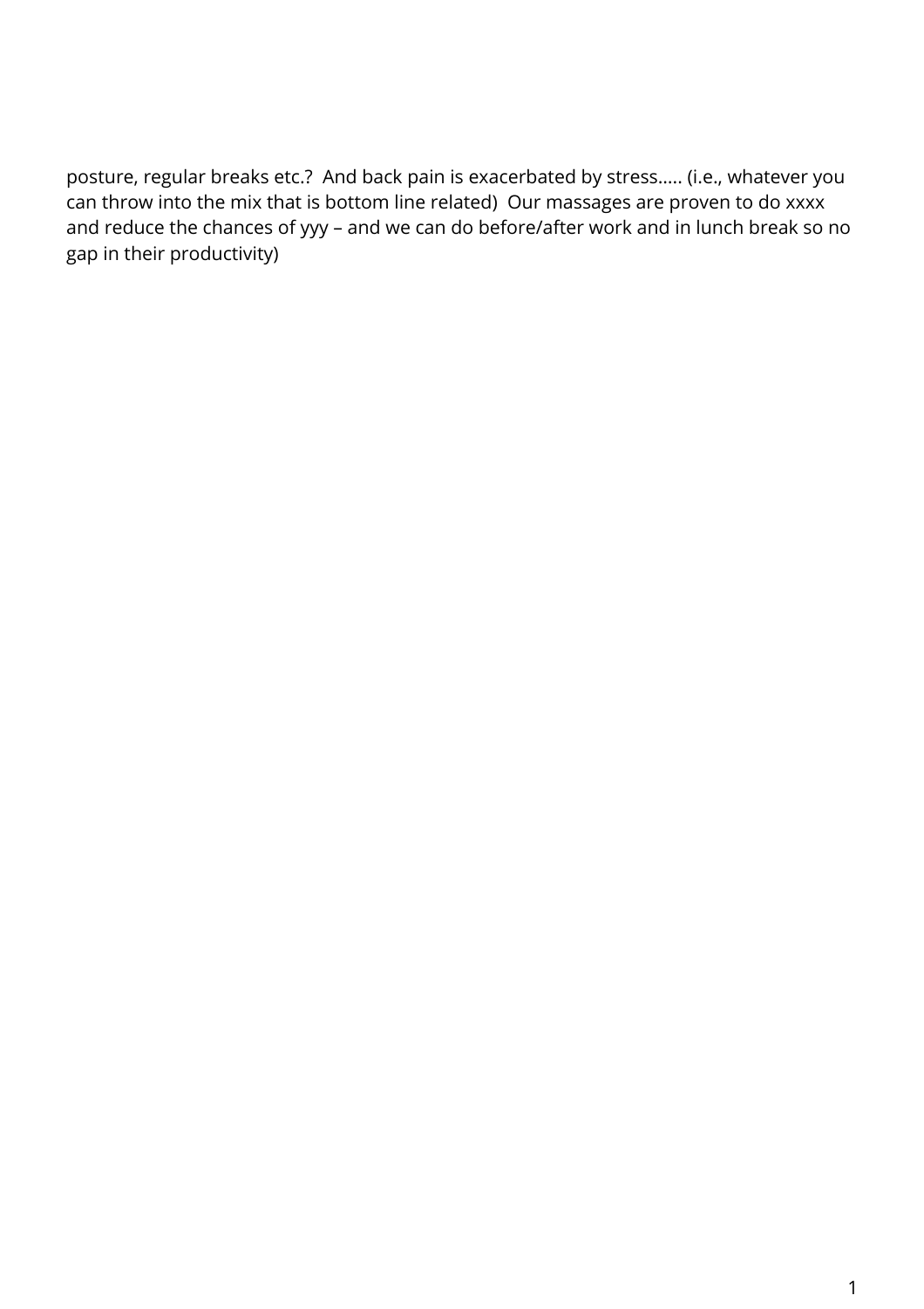posture, regular breaks etc.? And back pain is exacerbated by stress….. (i.e., whatever you can throw into the mix that is bottom line related) Our massages are proven to do xxxx and reduce the chances of yyy – and we can do before/after work and in lunch break so no gap in their productivity)